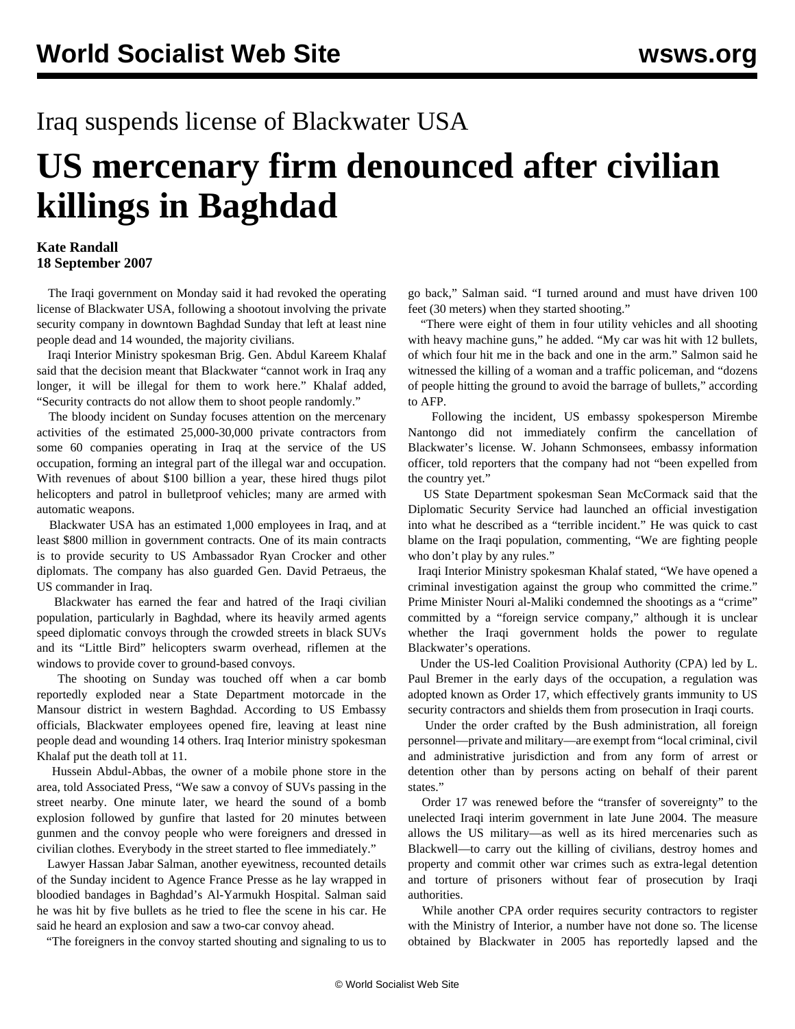## Iraq suspends license of Blackwater USA

# US mercenary firm denounced after civilian killings in Baghdad

**Kate Randall**
**18 September 2007**

The Iraqi government on Monday said it had revoked the operating license of Blackwater USA, following a shootout involving the private security company in downtown Baghdad Sunday that left at least nine people dead and 14 wounded, the majority civilians.

Iraqi Interior Ministry spokesman Brig. Gen. Abdul Kareem Khalaf said that the decision meant that Blackwater "cannot work in Iraq any longer, it will be illegal for them to work here." Khalaf added, "Security contracts do not allow them to shoot people randomly."

The bloody incident on Sunday focuses attention on the mercenary activities of the estimated 25,000-30,000 private contractors from some 60 companies operating in Iraq at the service of the US occupation, forming an integral part of the illegal war and occupation. With revenues of about $100 billion a year, these hired thugs pilot helicopters and patrol in bulletproof vehicles; many are armed with automatic weapons.

Blackwater USA has an estimated 1,000 employees in Iraq, and at least $800 million in government contracts. One of its main contracts is to provide security to US Ambassador Ryan Crocker and other diplomats. The company has also guarded Gen. David Petraeus, the US commander in Iraq.

Blackwater has earned the fear and hatred of the Iraqi civilian population, particularly in Baghdad, where its heavily armed agents speed diplomatic convoys through the crowded streets in black SUVs and its "Little Bird" helicopters swarm overhead, riflemen at the windows to provide cover to ground-based convoys.

The shooting on Sunday was touched off when a car bomb reportedly exploded near a State Department motorcade in the Mansour district in western Baghdad. According to US Embassy officials, Blackwater employees opened fire, leaving at least nine people dead and wounding 14 others. Iraq Interior ministry spokesman Khalaf put the death toll at 11.

Hussein Abdul-Abbas, the owner of a mobile phone store in the area, told Associated Press, "We saw a convoy of SUVs passing in the street nearby. One minute later, we heard the sound of a bomb explosion followed by gunfire that lasted for 20 minutes between gunmen and the convoy people who were foreigners and dressed in civilian clothes. Everybody in the street started to flee immediately."

Lawyer Hassan Jabar Salman, another eyewitness, recounted details of the Sunday incident to Agence France Presse as he lay wrapped in bloodied bandages in Baghdad's Al-Yarmukh Hospital. Salman said he was hit by five bullets as he tried to flee the scene in his car. He said he heard an explosion and saw a two-car convoy ahead.

"The foreigners in the convoy started shouting and signaling to us to go back," Salman said. "I turned around and must have driven 100 feet (30 meters) when they started shooting."

"There were eight of them in four utility vehicles and all shooting with heavy machine guns," he added. "My car was hit with 12 bullets, of which four hit me in the back and one in the arm." Salmon said he witnessed the killing of a woman and a traffic policeman, and "dozens of people hitting the ground to avoid the barrage of bullets," according to AFP.

Following the incident, US embassy spokesperson Mirembe Nantongo did not immediately confirm the cancellation of Blackwater's license. W. Johann Schmonsees, embassy information officer, told reporters that the company had not "been expelled from the country yet."

US State Department spokesman Sean McCormack said that the Diplomatic Security Service had launched an official investigation into what he described as a "terrible incident." He was quick to cast blame on the Iraqi population, commenting, "We are fighting people who don't play by any rules."

Iraqi Interior Ministry spokesman Khalaf stated, "We have opened a criminal investigation against the group who committed the crime." Prime Minister Nouri al-Maliki condemned the shootings as a "crime" committed by a "foreign service company," although it is unclear whether the Iraqi government holds the power to regulate Blackwater's operations.

Under the US-led Coalition Provisional Authority (CPA) led by L. Paul Bremer in the early days of the occupation, a regulation was adopted known as Order 17, which effectively grants immunity to US security contractors and shields them from prosecution in Iraqi courts.

Under the order crafted by the Bush administration, all foreign personnel—private and military—are exempt from "local criminal, civil and administrative jurisdiction and from any form of arrest or detention other than by persons acting on behalf of their parent states."

Order 17 was renewed before the "transfer of sovereignty" to the unelected Iraqi interim government in late June 2004. The measure allows the US military—as well as its hired mercenaries such as Blackwell—to carry out the killing of civilians, destroy homes and property and commit other war crimes such as extra-legal detention and torture of prisoners without fear of prosecution by Iraqi authorities.

While another CPA order requires security contractors to register with the Ministry of Interior, a number have not done so. The license obtained by Blackwater in 2005 has reportedly lapsed and the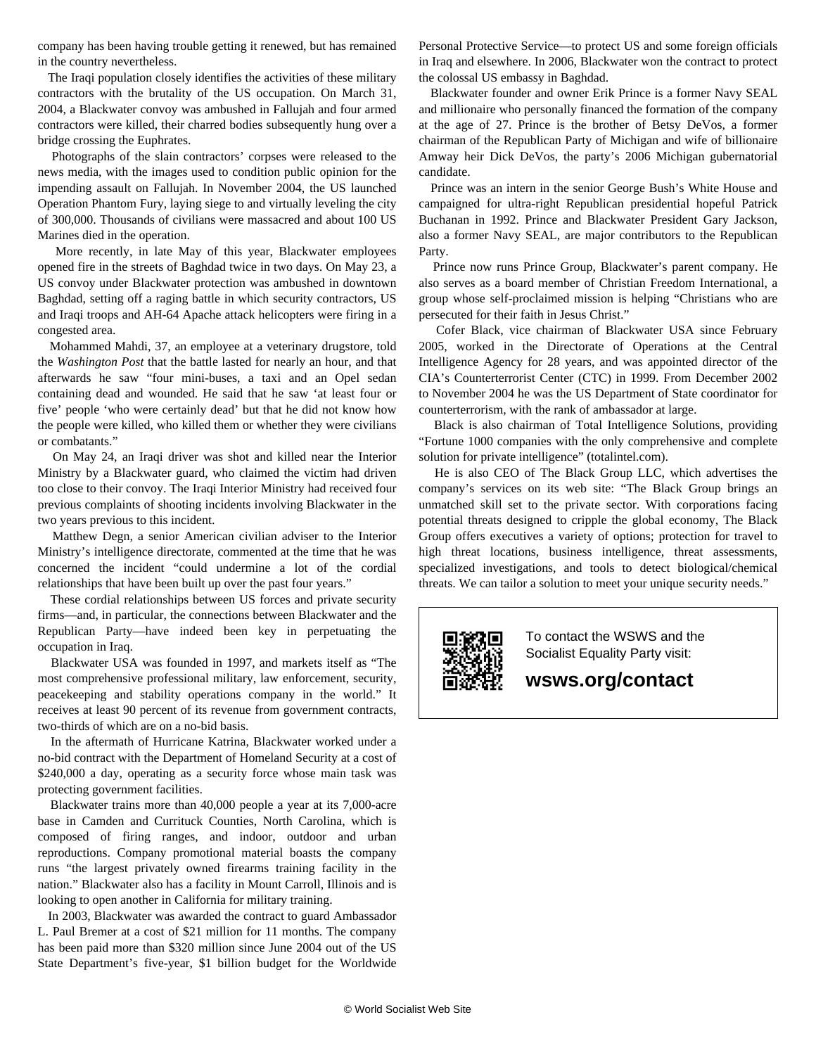company has been having trouble getting it renewed, but has remained in the country nevertheless.

The Iraqi population closely identifies the activities of these military contractors with the brutality of the US occupation. On March 31, 2004, a Blackwater convoy was ambushed in Fallujah and four armed contractors were killed, their charred bodies subsequently hung over a bridge crossing the Euphrates.

Photographs of the slain contractors' corpses were released to the news media, with the images used to condition public opinion for the impending assault on Fallujah. In November 2004, the US launched Operation Phantom Fury, laying siege to and virtually leveling the city of 300,000. Thousands of civilians were massacred and about 100 US Marines died in the operation.

More recently, in late May of this year, Blackwater employees opened fire in the streets of Baghdad twice in two days. On May 23, a US convoy under Blackwater protection was ambushed in downtown Baghdad, setting off a raging battle in which security contractors, US and Iraqi troops and AH-64 Apache attack helicopters were firing in a congested area.

Mohammed Mahdi, 37, an employee at a veterinary drugstore, told the *Washington Post* that the battle lasted for nearly an hour, and that afterwards he saw "four mini-buses, a taxi and an Opel sedan containing dead and wounded. He said that he saw 'at least four or five' people 'who were certainly dead' but that he did not know how the people were killed, who killed them or whether they were civilians or combatants."

On May 24, an Iraqi driver was shot and killed near the Interior Ministry by a Blackwater guard, who claimed the victim had driven too close to their convoy. The Iraqi Interior Ministry had received four previous complaints of shooting incidents involving Blackwater in the two years previous to this incident.

Matthew Degn, a senior American civilian adviser to the Interior Ministry's intelligence directorate, commented at the time that he was concerned the incident "could undermine a lot of the cordial relationships that have been built up over the past four years."

These cordial relationships between US forces and private security firms—and, in particular, the connections between Blackwater and the Republican Party—have indeed been key in perpetuating the occupation in Iraq.

Blackwater USA was founded in 1997, and markets itself as "The most comprehensive professional military, law enforcement, security, peacekeeping and stability operations company in the world." It receives at least 90 percent of its revenue from government contracts, two-thirds of which are on a no-bid basis.

In the aftermath of Hurricane Katrina, Blackwater worked under a no-bid contract with the Department of Homeland Security at a cost of $240,000 a day, operating as a security force whose main task was protecting government facilities.

Blackwater trains more than 40,000 people a year at its 7,000-acre base in Camden and Currituck Counties, North Carolina, which is composed of firing ranges, and indoor, outdoor and urban reproductions. Company promotional material boasts the company runs "the largest privately owned firearms training facility in the nation." Blackwater also has a facility in Mount Carroll, Illinois and is looking to open another in California for military training.

In 2003, Blackwater was awarded the contract to guard Ambassador L. Paul Bremer at a cost of $21 million for 11 months. The company has been paid more than $320 million since June 2004 out of the US State Department's five-year, $1 billion budget for the Worldwide Personal Protective Service—to protect US and some foreign officials in Iraq and elsewhere. In 2006, Blackwater won the contract to protect the colossal US embassy in Baghdad.

Blackwater founder and owner Erik Prince is a former Navy SEAL and millionaire who personally financed the formation of the company at the age of 27. Prince is the brother of Betsy DeVos, a former chairman of the Republican Party of Michigan and wife of billionaire Amway heir Dick DeVos, the party's 2006 Michigan gubernatorial candidate.

Prince was an intern in the senior George Bush's White House and campaigned for ultra-right Republican presidential hopeful Patrick Buchanan in 1992. Prince and Blackwater President Gary Jackson, also a former Navy SEAL, are major contributors to the Republican Party.

Prince now runs Prince Group, Blackwater's parent company. He also serves as a board member of Christian Freedom International, a group whose self-proclaimed mission is helping "Christians who are persecuted for their faith in Jesus Christ."

Cofer Black, vice chairman of Blackwater USA since February 2005, worked in the Directorate of Operations at the Central Intelligence Agency for 28 years, and was appointed director of the CIA's Counterterrorist Center (CTC) in 1999. From December 2002 to November 2004 he was the US Department of State coordinator for counterterrorism, with the rank of ambassador at large.

Black is also chairman of Total Intelligence Solutions, providing "Fortune 1000 companies with the only comprehensive and complete solution for private intelligence" (totalintel.com).

He is also CEO of The Black Group LLC, which advertises the company's services on its web site: "The Black Group brings an unmatched skill set to the private sector. With corporations facing potential threats designed to cripple the global economy, The Black Group offers executives a variety of options; protection for travel to high threat locations, business intelligence, threat assessments, specialized investigations, and tools to detect biological/chemical threats. We can tailor a solution to meet your unique security needs."

To contact the WSWS and the Socialist Equality Party visit:

**wsws.org/contact**